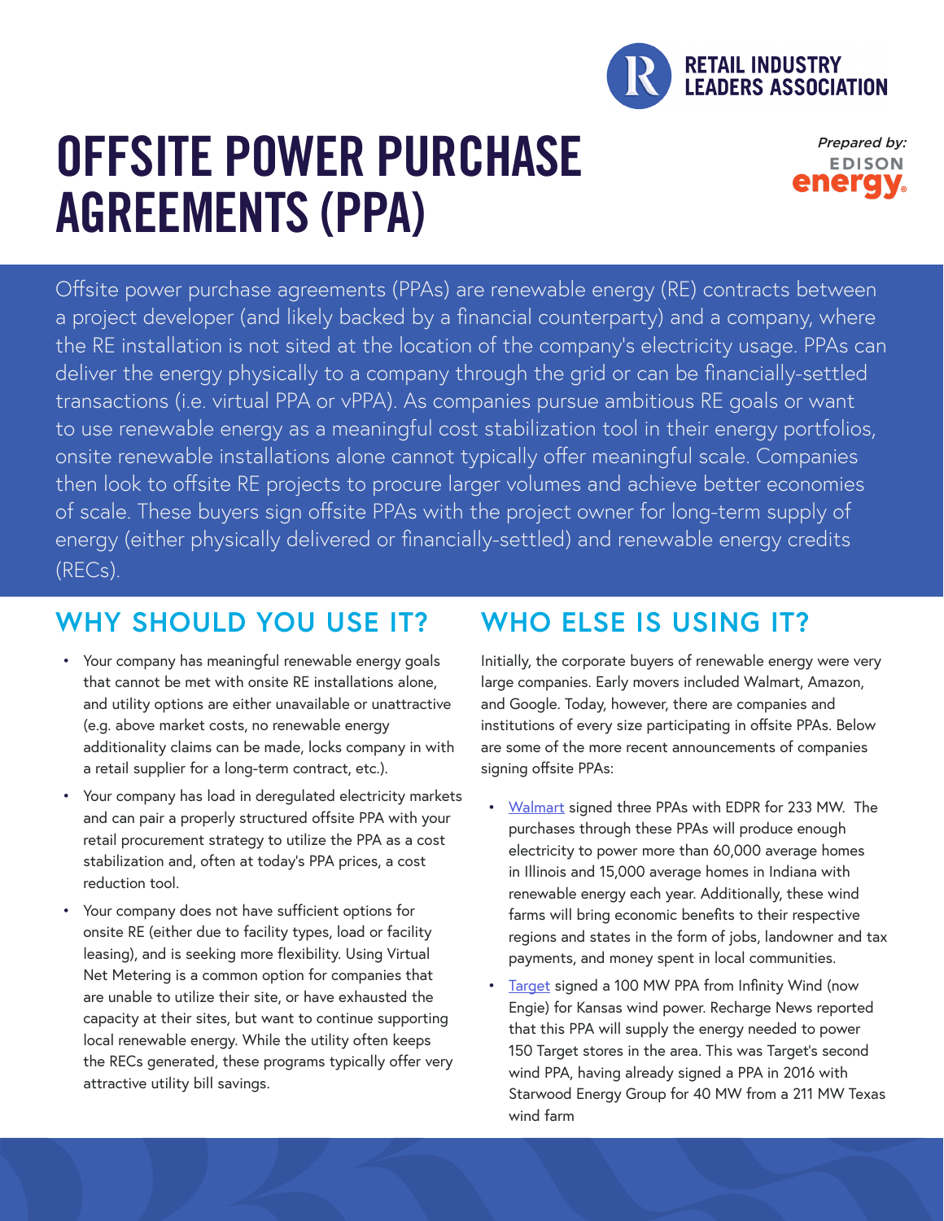RETAIL INDUSTRY LEADERS ASSOCIATION

# OFFSITE POWER PURCHASE AGREEMENTS (PPA)

*Prepared by:* EDISON energy

Offsite power purchase agreements (PPAs) are renewable energy (RE) contracts between a project developer (and likely backed by a financial counterparty) and a company, where the RE installation is not sited at the location of the company's electricity usage. PPAs can deliver the energy physically to a company through the grid or can be financially-settled transactions (i.e. virtual PPA or vPPA). As companies pursue ambitious RE goals or want to use renewable energy as a meaningful cost stabilization tool in their energy portfolios, onsite renewable installations alone cannot typically offer meaningful scale. Companies then look to offsite RE projects to procure larger volumes and achieve better economies of scale. These buyers sign offsite PPAs with the project owner for long-term supply of energy (either physically delivered or financially-settled) and renewable energy credits (RECs).

## WHY SHOULD YOU USE IT?

- Your company has meaningful renewable energy goals that cannot be met with onsite RE installations alone, and utility options are either unavailable or unattractive (e.g. above market costs, no renewable energy additionality claims can be made, locks company in with a retail supplier for a long-term contract, etc.).
- Your company has load in deregulated electricity markets and can pair a properly structured offsite PPA with your retail procurement strategy to utilize the PPA as a cost stabilization and, often at today's PPA prices, a cost reduction tool.
- Your company does not have sufficient options for onsite RE (either due to facility types, load or facility leasing), and is seeking more flexibility. Using Virtual Net Metering is a common option for companies that are unable to utilize their site, or have exhausted the capacity at their sites, but want to continue supporting local renewable energy. While the utility often keeps the RECs generated, these programs typically offer very attractive utility bill savings.

## WHO ELSE IS USING IT?

Initially, the corporate buyers of renewable energy were very large companies. Early movers included Walmart, Amazon, and Google. Today, however, there are companies and institutions of every size participating in offsite PPAs. Below are some of the more recent announcements of companies signing offsite PPAs:

- Walmart signed three PPAs with EDPR for 233 MW. The purchases through these PPAs will produce enough electricity to power more than 60,000 average homes in Illinois and 15,000 average homes in Indiana with renewable energy each year. Additionally, these wind farms will bring economic benefits to their respective regions and states in the form of jobs, landowner and tax payments, and money spent in local communities.
- Target signed a 100 MW PPA from Infinity Wind (now Engie) for Kansas wind power. Recharge News reported that this PPA will supply the energy needed to power 150 Target stores in the area. This was Target's second wind PPA, having already signed a PPA in 2016 with Starwood Energy Group for 40 MW from a 211 MW Texas wind farm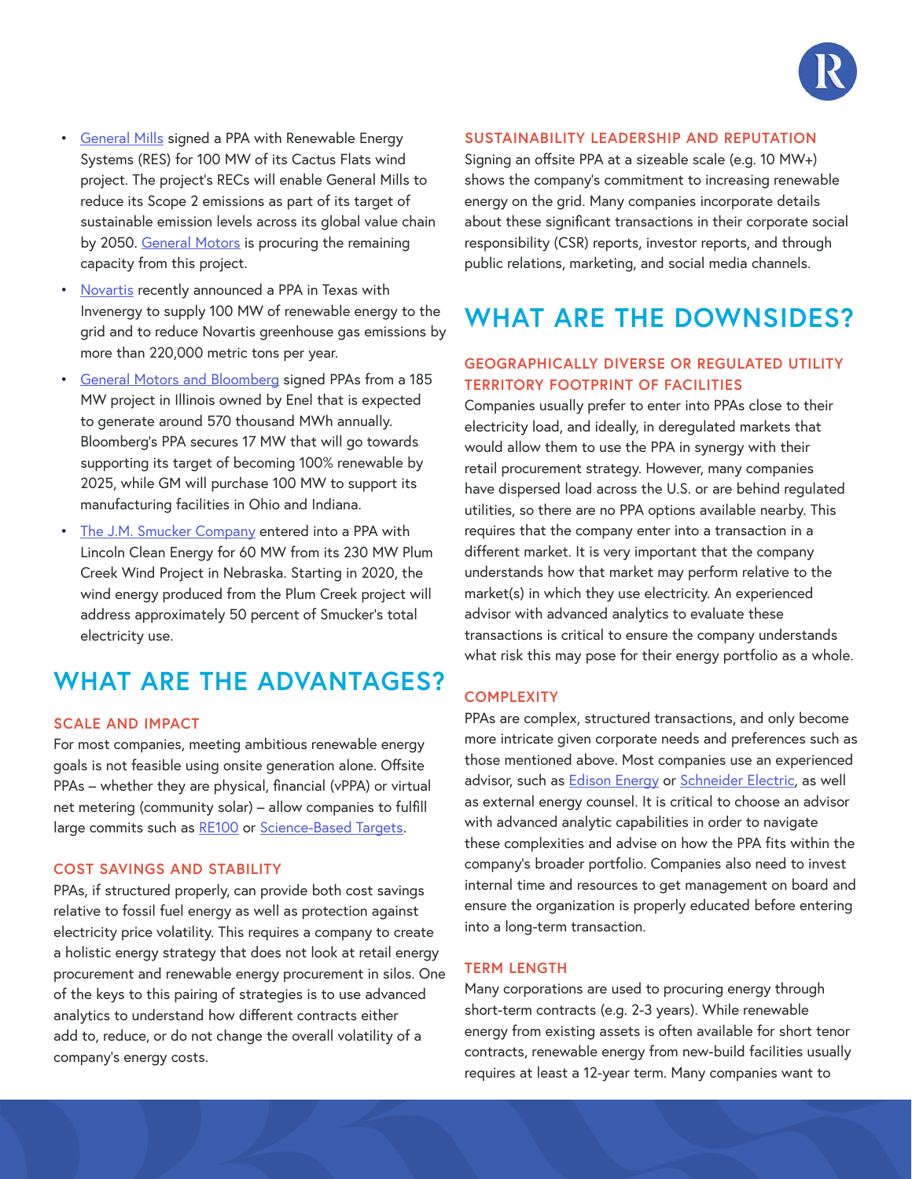- General Mills signed a PPA with Renewable Energy Systems (RES) for 100 MW of its Cactus Flats wind project. The project's RECs will enable General Mills to reduce its Scope 2 emissions as part of its target of sustainable emission levels across its global value chain by 2050. General Motors is procuring the remaining capacity from this project.
- Novartis recently announced a PPA in Texas with Invenergy to supply 100 MW of renewable energy to the grid and to reduce Novartis greenhouse gas emissions by more than 220,000 metric tons per year.
- General Motors and Bloomberg signed PPAs from a 185 MW project in Illinois owned by Enel that is expected to generate around 570 thousand MWh annually. Bloomberg's PPA secures 17 MW that will go towards supporting its target of becoming 100% renewable by 2025, while GM will purchase 100 MW to support its manufacturing facilities in Ohio and Indiana.
- The J.M. Smucker Company entered into a PPA with Lincoln Clean Energy for 60 MW from its 230 MW Plum Creek Wind Project in Nebraska. Starting in 2020, the wind energy produced from the Plum Creek project will address approximately 50 percent of Smucker's total electricity use.

## WHAT ARE THE ADVANTAGES?

### SCALE AND IMPACT

For most companies, meeting ambitious renewable energy goals is not feasible using onsite generation alone. Offsite PPAs – whether they are physical, financial (vPPA) or virtual net metering (community solar) – allow companies to fulfill large commits such as RE100 or Science-Based Targets.

### COST SAVINGS AND STABILITY

PPAs, if structured properly, can provide both cost savings relative to fossil fuel energy as well as protection against electricity price volatility. This requires a company to create a holistic energy strategy that does not look at retail energy procurement and renewable energy procurement in silos. One of the keys to this pairing of strategies is to use advanced analytics to understand how different contracts either add to, reduce, or do not change the overall volatility of a company's energy costs.

### SUSTAINABILITY LEADERSHIP AND REPUTATION

Signing an offsite PPA at a sizeable scale (e.g. 10 MW+) shows the company's commitment to increasing renewable energy on the grid. Many companies incorporate details about these significant transactions in their corporate social responsibility (CSR) reports, investor reports, and through public relations, marketing, and social media channels.

## WHAT ARE THE DOWNSIDES?

### GEOGRAPHICALLY DIVERSE OR REGULATED UTILITY TERRITORY FOOTPRINT OF FACILITIES

Companies usually prefer to enter into PPAs close to their electricity load, and ideally, in deregulated markets that would allow them to use the PPA in synergy with their retail procurement strategy. However, many companies have dispersed load across the U.S. or are behind regulated utilities, so there are no PPA options available nearby. This requires that the company enter into a transaction in a different market. It is very important that the company understands how that market may perform relative to the market(s) in which they use electricity. An experienced advisor with advanced analytics to evaluate these transactions is critical to ensure the company understands what risk this may pose for their energy portfolio as a whole.

### COMPLEXITY

PPAs are complex, structured transactions, and only become more intricate given corporate needs and preferences such as those mentioned above. Most companies use an experienced advisor, such as Edison Energy or Schneider Electric, as well as external energy counsel. It is critical to choose an advisor with advanced analytic capabilities in order to navigate these complexities and advise on how the PPA fits within the company's broader portfolio. Companies also need to invest internal time and resources to get management on board and ensure the organization is properly educated before entering into a long-term transaction.

### TERM LENGTH

Many corporations are used to procuring energy through short-term contracts (e.g. 2-3 years). While renewable energy from existing assets is often available for short tenor contracts, renewable energy from new-build facilities usually requires at least a 12-year term. Many companies want to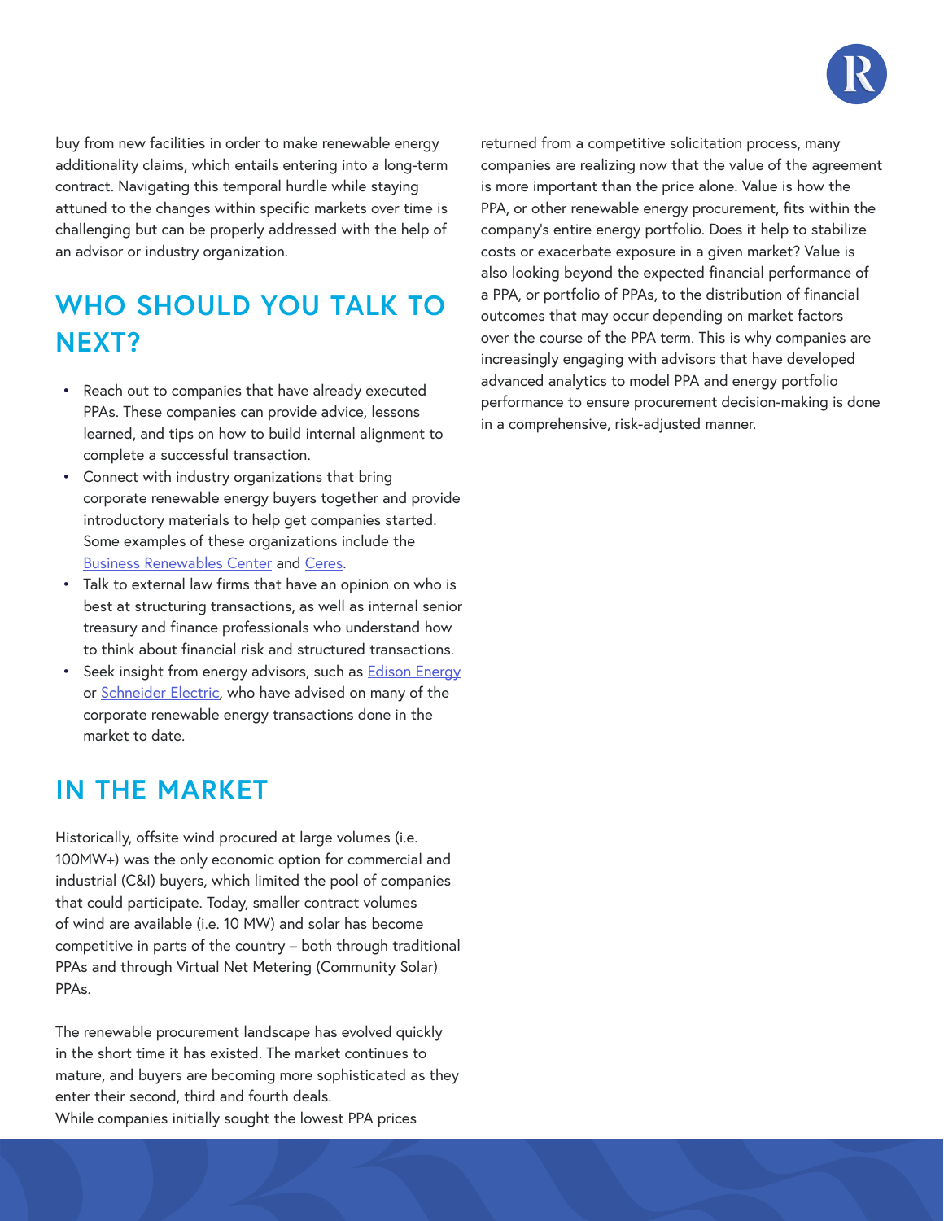buy from new facilities in order to make renewable energy additionality claims, which entails entering into a long-term contract. Navigating this temporal hurdle while staying attuned to the changes within specific markets over time is challenging but can be properly addressed with the help of an advisor or industry organization.

## WHO SHOULD YOU TALK TO NEXT?

- Reach out to companies that have already executed PPAs. These companies can provide advice, lessons learned, and tips on how to build internal alignment to complete a successful transaction.
- Connect with industry organizations that bring corporate renewable energy buyers together and provide introductory materials to help get companies started. Some examples of these organizations include the Business Renewables Center and Ceres.
- Talk to external law firms that have an opinion on who is best at structuring transactions, as well as internal senior treasury and finance professionals who understand how to think about financial risk and structured transactions.
- Seek insight from energy advisors, such as Edison Energy or Schneider Electric, who have advised on many of the corporate renewable energy transactions done in the market to date.

## IN THE MARKET

Historically, offsite wind procured at large volumes (i.e. 100MW+) was the only economic option for commercial and industrial (C&I) buyers, which limited the pool of companies that could participate. Today, smaller contract volumes of wind are available (i.e. 10 MW) and solar has become competitive in parts of the country – both through traditional PPAs and through Virtual Net Metering (Community Solar) PPAs.

The renewable procurement landscape has evolved quickly in the short time it has existed. The market continues to mature, and buyers are becoming more sophisticated as they enter their second, third and fourth deals.
While companies initially sought the lowest PPA prices returned from a competitive solicitation process, many companies are realizing now that the value of the agreement is more important than the price alone. Value is how the PPA, or other renewable energy procurement, fits within the company's entire energy portfolio. Does it help to stabilize costs or exacerbate exposure in a given market? Value is also looking beyond the expected financial performance of a PPA, or portfolio of PPAs, to the distribution of financial outcomes that may occur depending on market factors over the course of the PPA term. This is why companies are increasingly engaging with advisors that have developed advanced analytics to model PPA and energy portfolio performance to ensure procurement decision-making is done in a comprehensive, risk-adjusted manner.